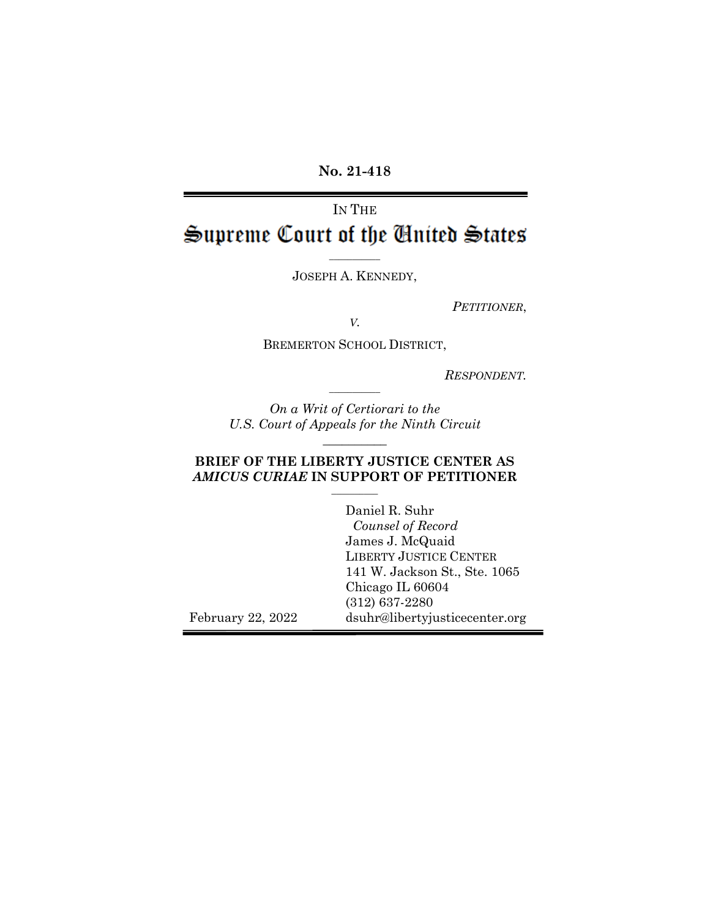**No. 21-418**

---

IN THE

# Supreme Court of the United States

---

JOSEPH A. KENNEDY,

*PETITIONER*,

*V.*

BREMERTON SCHOOL DISTRICT,

*RESPONDENT.*

---

*On a Writ of Certiorari to the U.S. Court of Appeals for the Ninth Circuit*

---

**BRIEF OF THE LIBERTY JUSTICE CENTER AS *AMICUS CURIAE* IN SUPPORT OF PETITIONER**

---

Daniel R. Suhr
*Counsel of Record*
James J. McQuaid
LIBERTY JUSTICE CENTER
141 W. Jackson St., Ste. 1065
Chicago IL 60604
(312) 637-2280
dsuhr@libertyjusticecenter.org

February 22, 2022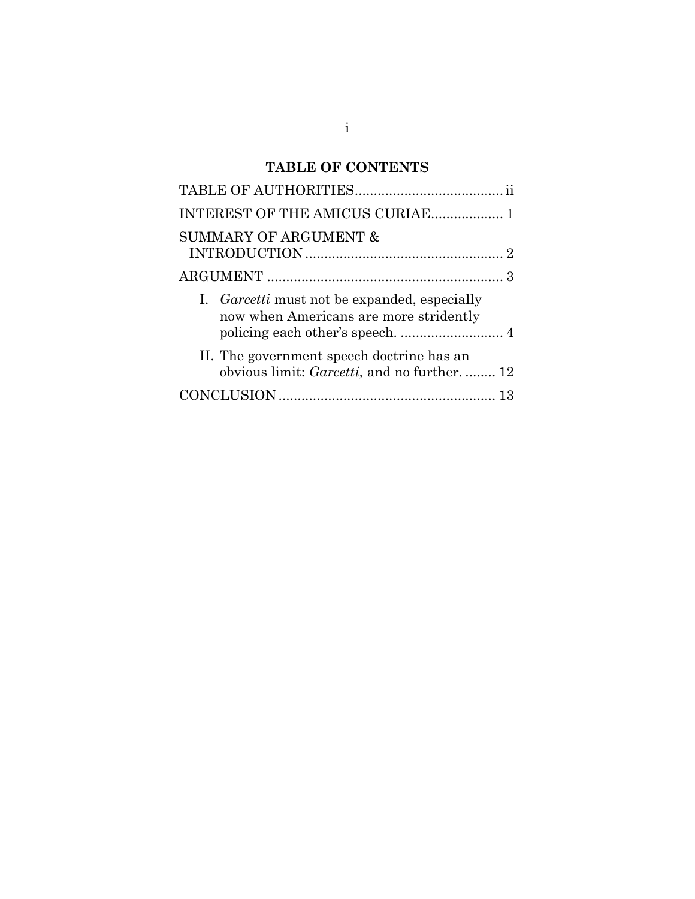## TABLE OF CONTENTS

| | |
|---|---|
| TABLE OF AUTHORITIES | ii |
| INTEREST OF THE AMICUS CURIAE | 1 |
| SUMMARY OF ARGUMENT & INTRODUCTION | 2 |
| ARGUMENT | 3 |
| I. *Garcetti* must not be expanded, especially now when Americans are more stridently policing each other's speech. | 4 |
| II. The government speech doctrine has an obvious limit: *Garcetti,* and no further. | 12 |
| CONCLUSION | 13 |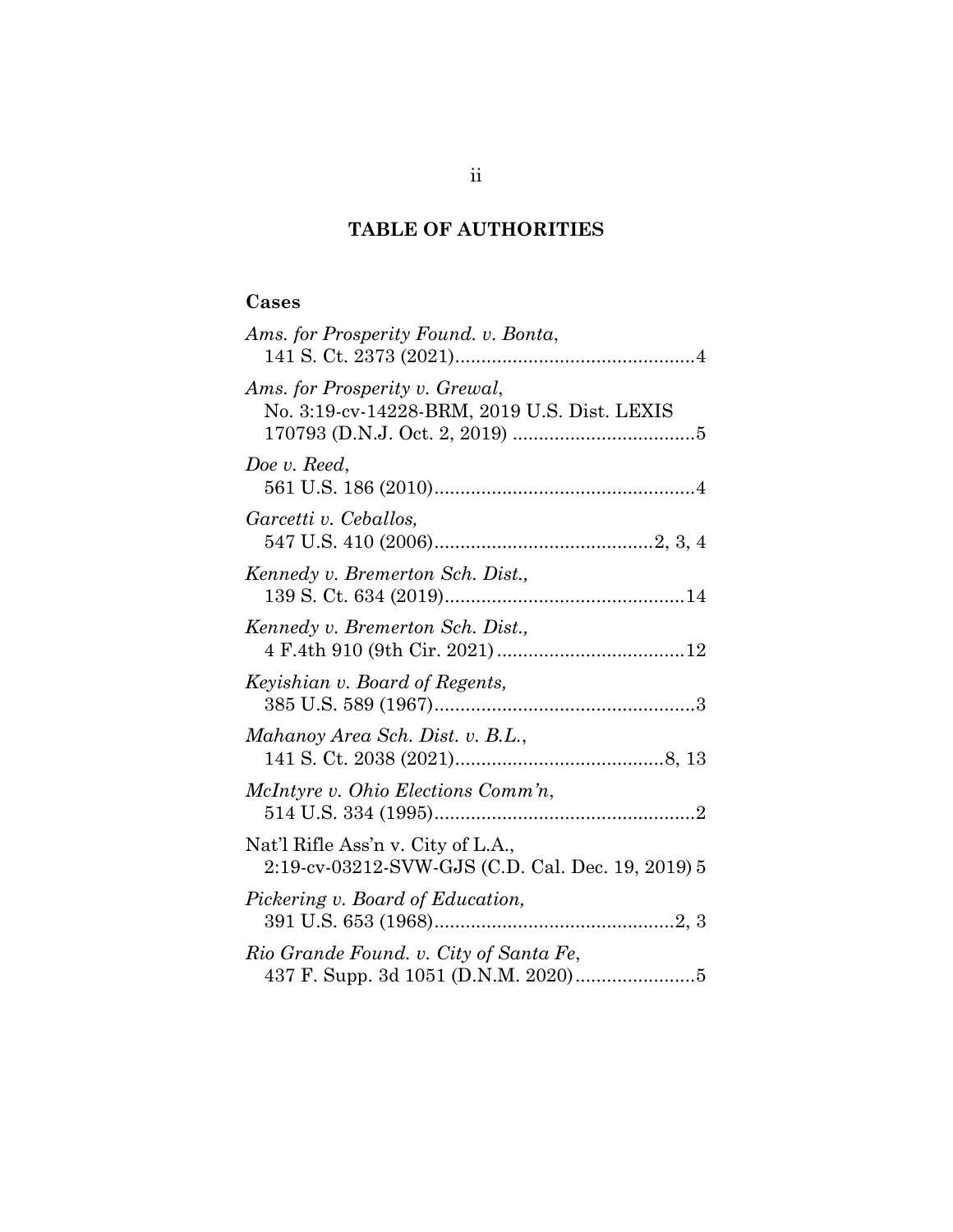## TABLE OF AUTHORITIES

### Cases

*Ams. for Prosperity Found. v. Bonta*,
141 S. Ct. 2373 (2021)............................................4

*Ams. for Prosperity v. Grewal*,
No. 3:19-cv-14228-BRM, 2019 U.S. Dist. LEXIS
170793 (D.N.J. Oct. 2, 2019) ..................................5

*Doe v. Reed*,
561 U.S. 186 (2010).................................................4

*Garcetti v. Ceballos,*
547 U.S. 410 (2006)..........................................2, 3, 4

*Kennedy v. Bremerton Sch. Dist.,*
139 S. Ct. 634 (2019).............................................14

*Kennedy v. Bremerton Sch. Dist.,*
4 F.4th 910 (9th Cir. 2021)....................................12

*Keyishian v. Board of Regents,*
385 U.S. 589 (1967)..................................................3

*Mahanoy Area Sch. Dist. v. B.L.*,
141 S. Ct. 2038 (2021)........................................8, 13

*McIntyre v. Ohio Elections Comm'n*,
514 U.S. 334 (1995)..................................................2

Nat'l Rifle Ass'n v. City of L.A.,
2:19-cv-03212-SVW-GJS (C.D. Cal. Dec. 19, 2019) 5

*Pickering v. Board of Education,*
391 U.S. 653 (1968)..............................................2, 3

*Rio Grande Found. v. City of Santa Fe*,
437 F. Supp. 3d 1051 (D.N.M. 2020).......................5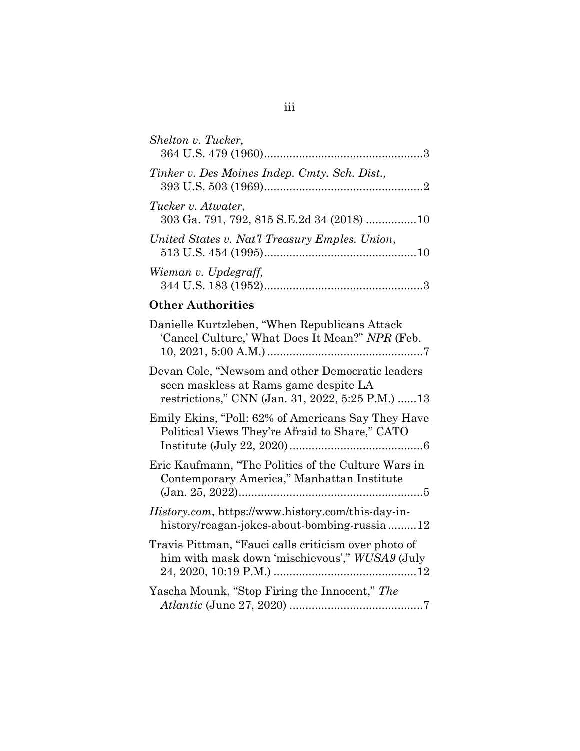*Shelton v. Tucker*,
364 U.S. 479 (1960)....................................................3

*Tinker v. Des Moines Indep. Cmty. Sch. Dist.*,
393 U.S. 503 (1969)....................................................2

*Tucker v. Atwater*,
303 Ga. 791, 792, 815 S.E.2d 34 (2018) ................10

*United States v. Nat'l Treasury Emples. Union*,
513 U.S. 454 (1995)..................................................10

*Wieman v. Updegraff*,
344 U.S. 183 (1952)....................................................3

**Other Authorities**

Danielle Kurtzleben, "When Republicans Attack 'Cancel Culture,' What Does It Mean?" *NPR* (Feb. 10, 2021, 5:00 A.M.) ..................................................7

Devan Cole, "Newsom and other Democratic leaders seen maskless at Rams game despite LA restrictions," CNN (Jan. 31, 2022, 5:25 P.M.) ......13

Emily Ekins, "Poll: 62% of Americans Say They Have Political Views They're Afraid to Share," CATO Institute (July 22, 2020)...........................................6

Eric Kaufmann, "The Politics of the Culture Wars in Contemporary America," Manhattan Institute (Jan. 25, 2022)...........................................................5

*History.com*, https://www.history.com/this-day-in-history/reagan-jokes-about-bombing-russia .........12

Travis Pittman, "Fauci calls criticism over photo of him with mask down 'mischievous'," *WUSA9* (July 24, 2020, 10:19 P.M.) .............................................12

Yascha Mounk, "Stop Firing the Innocent," *The Atlantic* (June 27, 2020) ..........................................7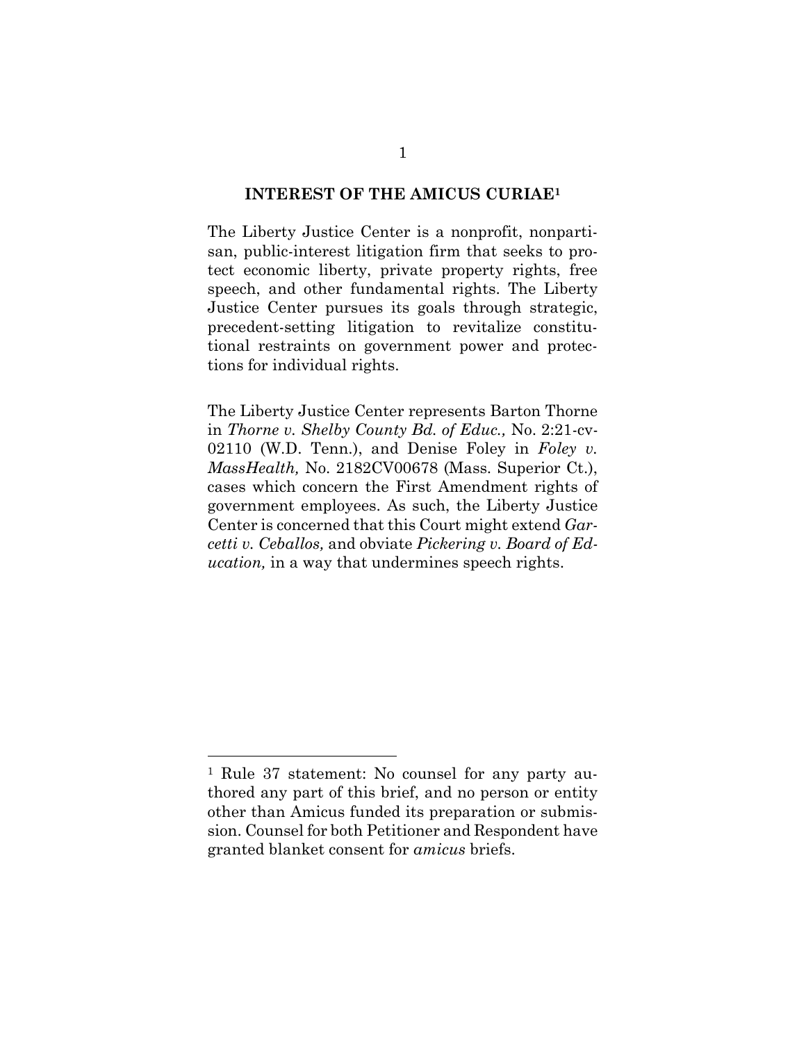## INTEREST OF THE AMICUS CURIAE[1]

The Liberty Justice Center is a nonprofit, nonpartisan, public-interest litigation firm that seeks to protect economic liberty, private property rights, free speech, and other fundamental rights. The Liberty Justice Center pursues its goals through strategic, precedent-setting litigation to revitalize constitutional restraints on government power and protections for individual rights.

The Liberty Justice Center represents Barton Thorne in *Thorne v. Shelby County Bd. of Educ.,* No. 2:21-cv-02110 (W.D. Tenn.), and Denise Foley in *Foley v. MassHealth,* No. 2182CV00678 (Mass. Superior Ct.), cases which concern the First Amendment rights of government employees. As such, the Liberty Justice Center is concerned that this Court might extend *Garcetti v. Ceballos,* and obviate *Pickering v. Board of Education,* in a way that undermines speech rights.

---

[1] Rule 37 statement: No counsel for any party authored any part of this brief, and no person or entity other than Amicus funded its preparation or submission. Counsel for both Petitioner and Respondent have granted blanket consent for *amicus* briefs.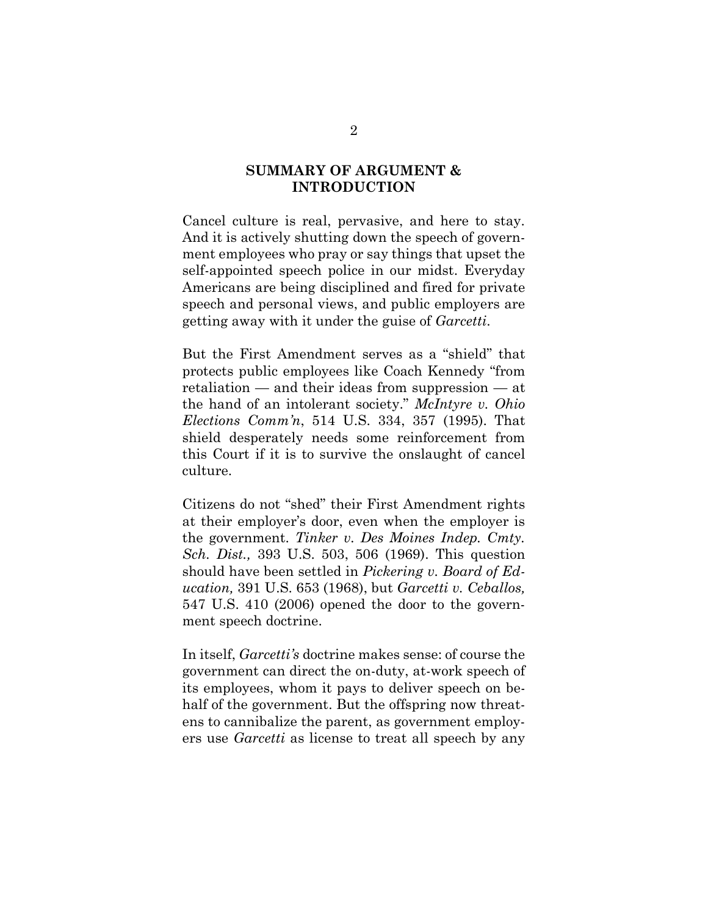## SUMMARY OF ARGUMENT & INTRODUCTION

Cancel culture is real, pervasive, and here to stay. And it is actively shutting down the speech of government employees who pray or say things that upset the self-appointed speech police in our midst. Everyday Americans are being disciplined and fired for private speech and personal views, and public employers are getting away with it under the guise of *Garcetti*.

But the First Amendment serves as a "shield" that protects public employees like Coach Kennedy "from retaliation — and their ideas from suppression — at the hand of an intolerant society." *McIntyre v. Ohio Elections Comm'n*, 514 U.S. 334, 357 (1995). That shield desperately needs some reinforcement from this Court if it is to survive the onslaught of cancel culture.

Citizens do not "shed" their First Amendment rights at their employer's door, even when the employer is the government. *Tinker v. Des Moines Indep. Cmty. Sch. Dist.,* 393 U.S. 503, 506 (1969). This question should have been settled in *Pickering v. Board of Education,* 391 U.S. 653 (1968), but *Garcetti v. Ceballos,* 547 U.S. 410 (2006) opened the door to the government speech doctrine.

In itself, *Garcetti's* doctrine makes sense: of course the government can direct the on-duty, at-work speech of its employees, whom it pays to deliver speech on behalf of the government. But the offspring now threatens to cannibalize the parent, as government employers use *Garcetti* as license to treat all speech by any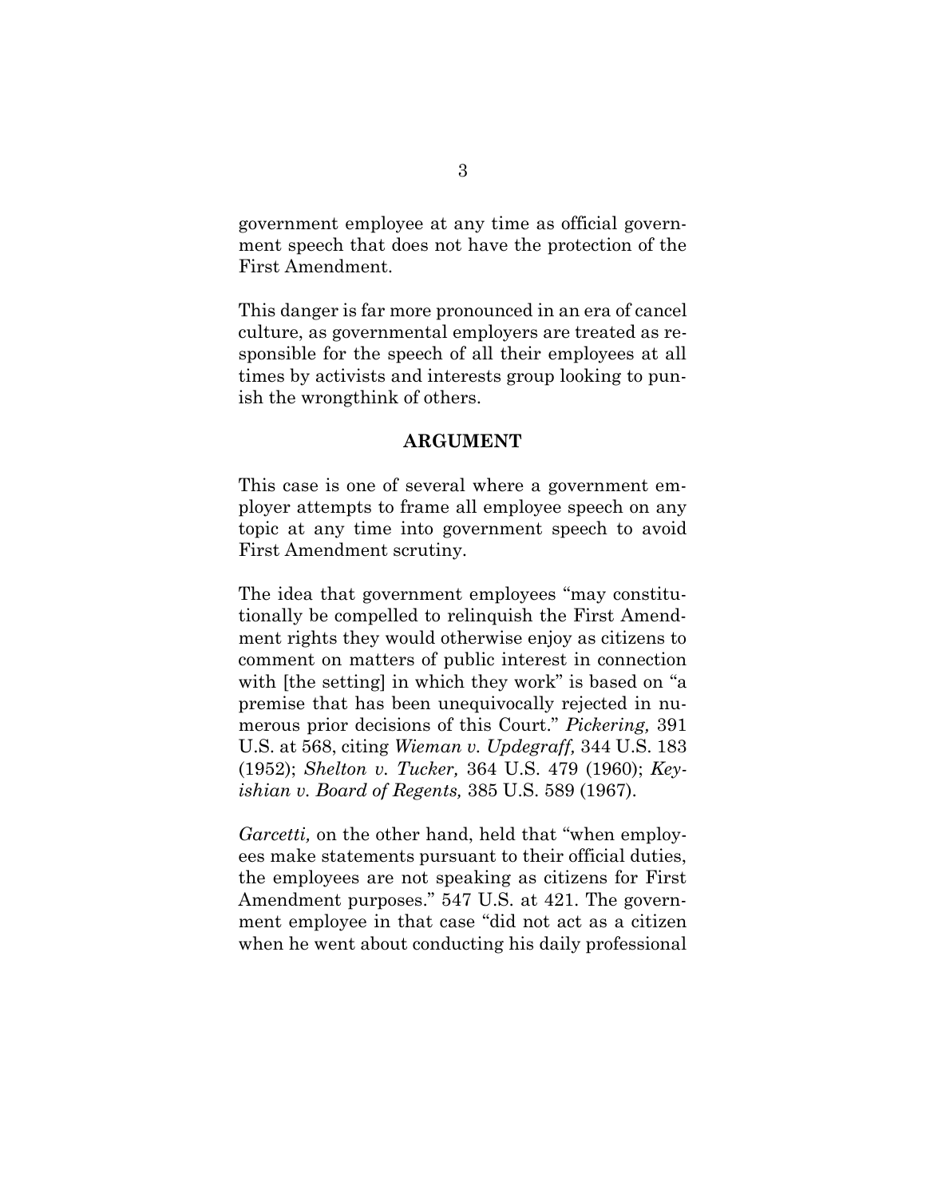government employee at any time as official government speech that does not have the protection of the First Amendment.

This danger is far more pronounced in an era of cancel culture, as governmental employers are treated as responsible for the speech of all their employees at all times by activists and interests group looking to punish the wrongthink of others.

## ARGUMENT

This case is one of several where a government employer attempts to frame all employee speech on any topic at any time into government speech to avoid First Amendment scrutiny.

The idea that government employees "may constitutionally be compelled to relinquish the First Amendment rights they would otherwise enjoy as citizens to comment on matters of public interest in connection with [the setting] in which they work" is based on "a premise that has been unequivocally rejected in numerous prior decisions of this Court." *Pickering,* 391 U.S. at 568, citing *Wieman v. Updegraff,* 344 U.S. 183 (1952); *Shelton v. Tucker,* 364 U.S. 479 (1960); *Keyishian v. Board of Regents,* 385 U.S. 589 (1967).

*Garcetti,* on the other hand, held that "when employees make statements pursuant to their official duties, the employees are not speaking as citizens for First Amendment purposes." 547 U.S. at 421. The government employee in that case "did not act as a citizen when he went about conducting his daily professional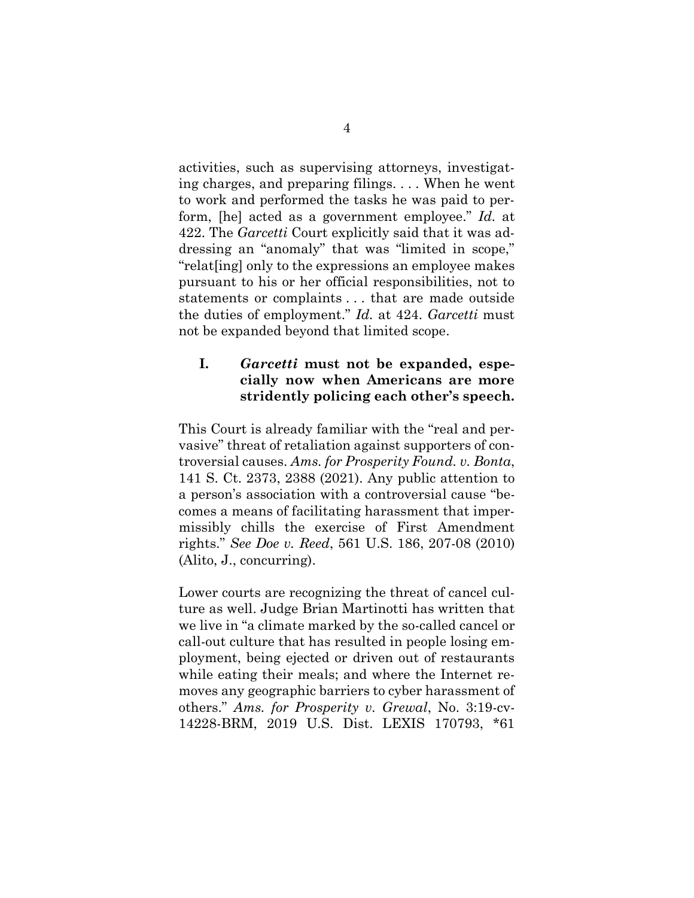activities, such as supervising attorneys, investigating charges, and preparing filings. . . . When he went to work and performed the tasks he was paid to perform, [he] acted as a government employee." *Id.* at 422. The *Garcetti* Court explicitly said that it was addressing an "anomaly" that was "limited in scope," "relat[ing] only to the expressions an employee makes pursuant to his or her official responsibilities, not to statements or complaints . . . that are made outside the duties of employment." *Id.* at 424. *Garcetti* must not be expanded beyond that limited scope.

## I. *Garcetti* must not be expanded, especially now when Americans are more stridently policing each other's speech.

This Court is already familiar with the "real and pervasive" threat of retaliation against supporters of controversial causes. *Ams. for Prosperity Found. v. Bonta*, 141 S. Ct. 2373, 2388 (2021). Any public attention to a person's association with a controversial cause "becomes a means of facilitating harassment that impermissibly chills the exercise of First Amendment rights." *See Doe v. Reed*, 561 U.S. 186, 207-08 (2010) (Alito, J., concurring).

Lower courts are recognizing the threat of cancel culture as well. Judge Brian Martinotti has written that we live in "a climate marked by the so-called cancel or call-out culture that has resulted in people losing employment, being ejected or driven out of restaurants while eating their meals; and where the Internet removes any geographic barriers to cyber harassment of others." *Ams. for Prosperity v. Grewal*, No. 3:19-cv-14228-BRM, 2019 U.S. Dist. LEXIS 170793, *61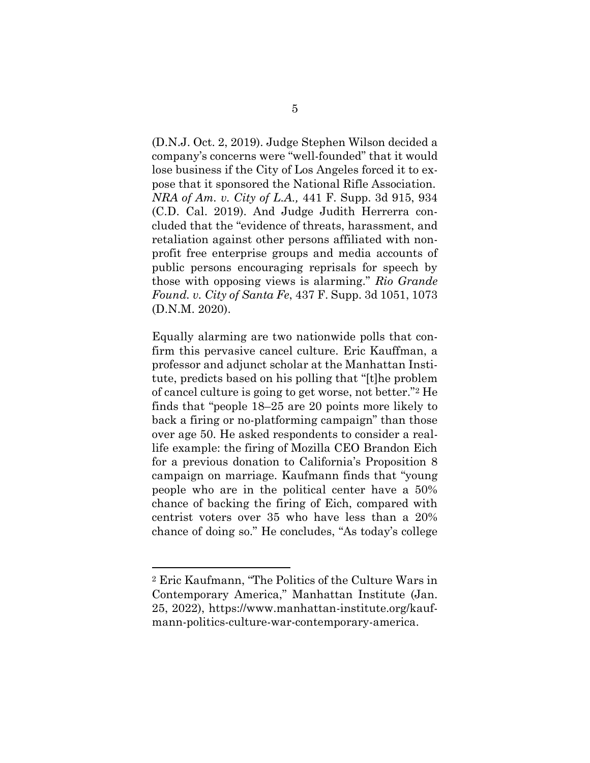(D.N.J. Oct. 2, 2019). Judge Stephen Wilson decided a company's concerns were "well-founded" that it would lose business if the City of Los Angeles forced it to expose that it sponsored the National Rifle Association. *NRA of Am. v. City of L.A.,* 441 F. Supp. 3d 915, 934 (C.D. Cal. 2019). And Judge Judith Herrerra concluded that the "evidence of threats, harassment, and retaliation against other persons affiliated with nonprofit free enterprise groups and media accounts of public persons encouraging reprisals for speech by those with opposing views is alarming." *Rio Grande Found. v. City of Santa Fe*, 437 F. Supp. 3d 1051, 1073 (D.N.M. 2020).

Equally alarming are two nationwide polls that confirm this pervasive cancel culture. Eric Kauffman, a professor and adjunct scholar at the Manhattan Institute, predicts based on his polling that "[t]he problem of cancel culture is going to get worse, not better."[2] He finds that "people 18–25 are 20 points more likely to back a firing or no-platforming campaign" than those over age 50. He asked respondents to consider a real-life example: the firing of Mozilla CEO Brandon Eich for a previous donation to California's Proposition 8 campaign on marriage. Kaufmann finds that "young people who are in the political center have a 50% chance of backing the firing of Eich, compared with centrist voters over 35 who have less than a 20% chance of doing so." He concludes, "As today's college

[2] Eric Kaufmann, "The Politics of the Culture Wars in Contemporary America," Manhattan Institute (Jan. 25, 2022), https://www.manhattan-institute.org/kaufmann-politics-culture-war-contemporary-america.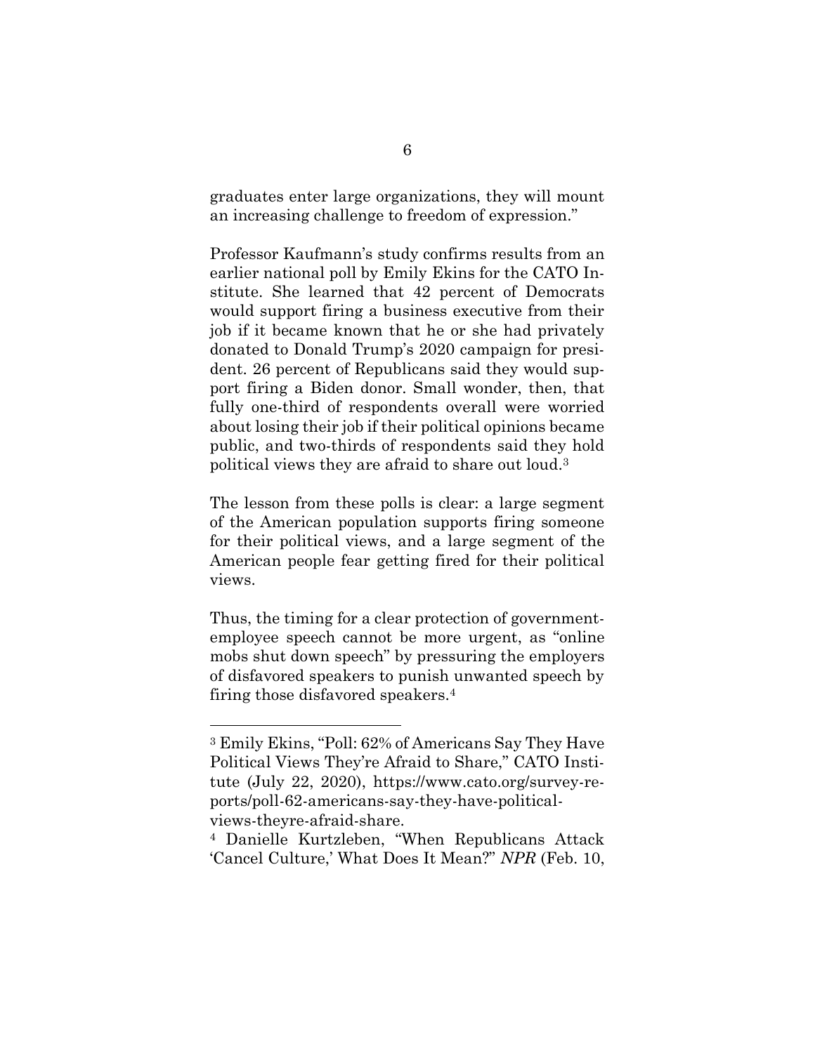graduates enter large organizations, they will mount an increasing challenge to freedom of expression."

Professor Kaufmann's study confirms results from an earlier national poll by Emily Ekins for the CATO Institute. She learned that 42 percent of Democrats would support firing a business executive from their job if it became known that he or she had privately donated to Donald Trump's 2020 campaign for president. 26 percent of Republicans said they would support firing a Biden donor. Small wonder, then, that fully one-third of respondents overall were worried about losing their job if their political opinions became public, and two-thirds of respondents said they hold political views they are afraid to share out loud.[3]

The lesson from these polls is clear: a large segment of the American population supports firing someone for their political views, and a large segment of the American people fear getting fired for their political views.

Thus, the timing for a clear protection of government-employee speech cannot be more urgent, as "online mobs shut down speech" by pressuring the employers of disfavored speakers to punish unwanted speech by firing those disfavored speakers.[4]

---

[3] Emily Ekins, "Poll: 62% of Americans Say They Have Political Views They're Afraid to Share," CATO Institute (July 22, 2020), https://www.cato.org/survey-reports/poll-62-americans-say-they-have-political-views-theyre-afraid-share.

[4] Danielle Kurtzleben, "When Republicans Attack 'Cancel Culture,' What Does It Mean?" *NPR* (Feb. 10,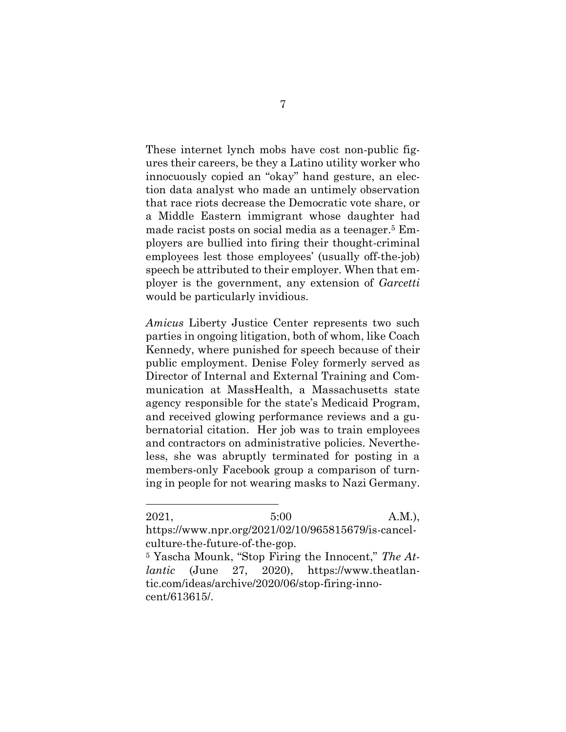These internet lynch mobs have cost non-public figures their careers, be they a Latino utility worker who innocuously copied an "okay" hand gesture, an election data analyst who made an untimely observation that race riots decrease the Democratic vote share, or a Middle Eastern immigrant whose daughter had made racist posts on social media as a teenager.[5] Employers are bullied into firing their thought-criminal employees lest those employees' (usually off-the-job) speech be attributed to their employer. When that employer is the government, any extension of *Garcetti* would be particularly invidious.

*Amicus* Liberty Justice Center represents two such parties in ongoing litigation, both of whom, like Coach Kennedy, where punished for speech because of their public employment. Denise Foley formerly served as Director of Internal and External Training and Communication at MassHealth, a Massachusetts state agency responsible for the state's Medicaid Program, and received glowing performance reviews and a gubernatorial citation. Her job was to train employees and contractors on administrative policies. Nevertheless, she was abruptly terminated for posting in a members-only Facebook group a comparison of turning in people for not wearing masks to Nazi Germany.

---

2021, 5:00 A.M.), https://www.npr.org/2021/02/10/965815679/is-cancel-culture-the-future-of-the-gop.

[5] Yascha Mounk, "Stop Firing the Innocent," *The Atlantic* (June 27, 2020), https://www.theatlantic.com/ideas/archive/2020/06/stop-firing-innocent/613615/.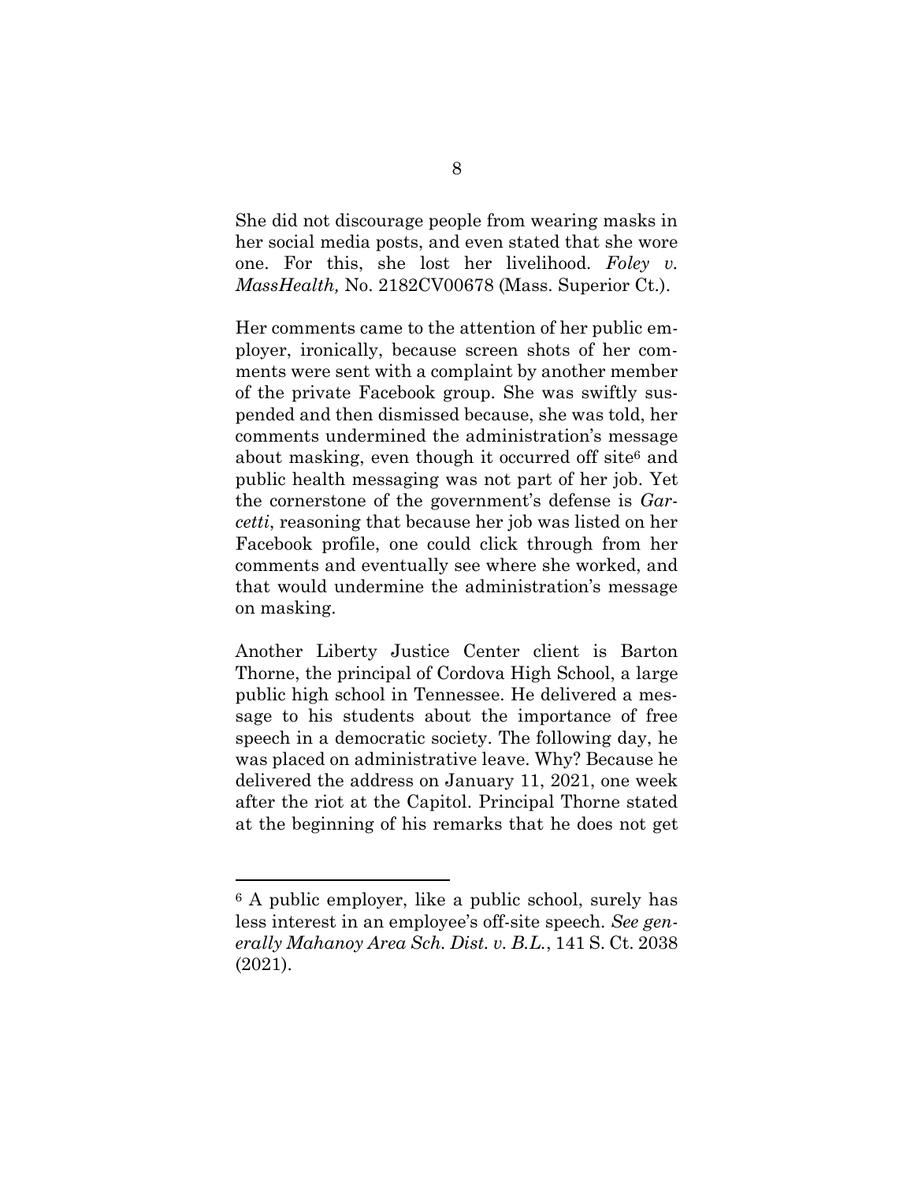She did not discourage people from wearing masks in her social media posts, and even stated that she wore one. For this, she lost her livelihood. *Foley v. MassHealth,* No. 2182CV00678 (Mass. Superior Ct.).

Her comments came to the attention of her public employer, ironically, because screen shots of her comments were sent with a complaint by another member of the private Facebook group. She was swiftly suspended and then dismissed because, she was told, her comments undermined the administration's message about masking, even though it occurred off site[6] and public health messaging was not part of her job. Yet the cornerstone of the government's defense is *Garcetti*, reasoning that because her job was listed on her Facebook profile, one could click through from her comments and eventually see where she worked, and that would undermine the administration's message on masking.

Another Liberty Justice Center client is Barton Thorne, the principal of Cordova High School, a large public high school in Tennessee. He delivered a message to his students about the importance of free speech in a democratic society. The following day, he was placed on administrative leave. Why? Because he delivered the address on January 11, 2021, one week after the riot at the Capitol. Principal Thorne stated at the beginning of his remarks that he does not get

---

[6] A public employer, like a public school, surely has less interest in an employee's off-site speech. *See generally Mahanoy Area Sch. Dist. v. B.L.*, 141 S. Ct. 2038 (2021).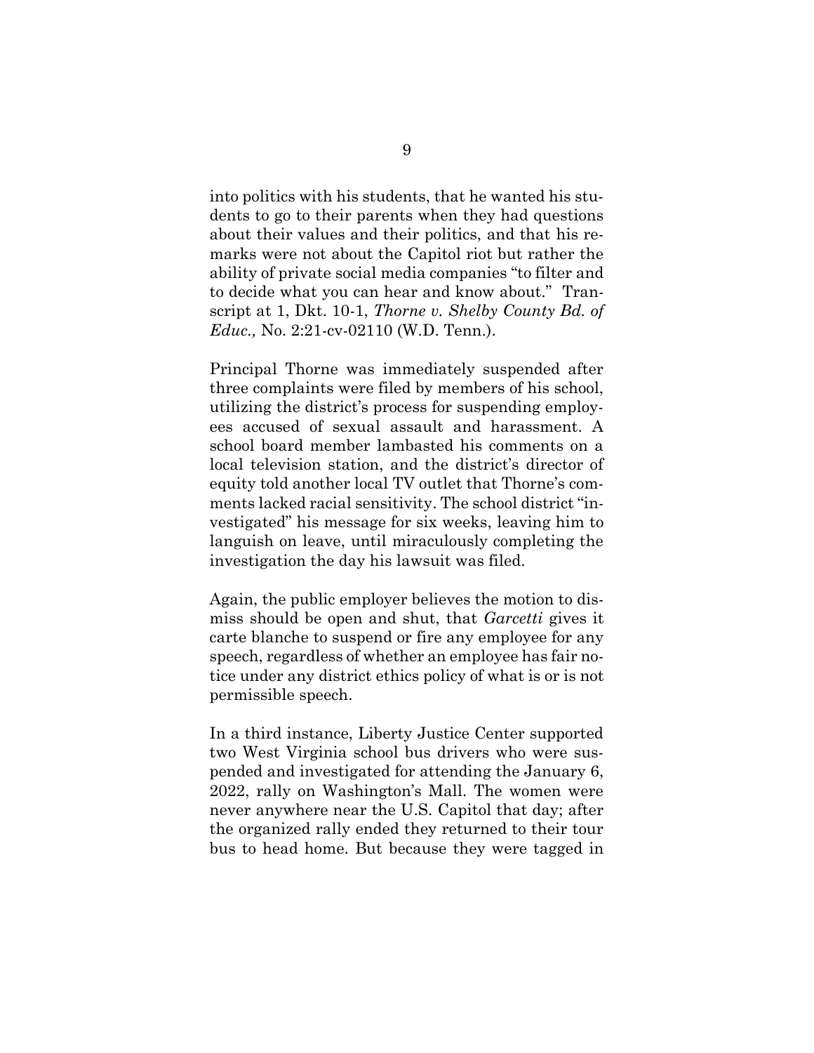into politics with his students, that he wanted his students to go to their parents when they had questions about their values and their politics, and that his remarks were not about the Capitol riot but rather the ability of private social media companies "to filter and to decide what you can hear and know about." Transcript at 1, Dkt. 10-1, *Thorne v. Shelby County Bd. of Educ.,* No. 2:21-cv-02110 (W.D. Tenn.).

Principal Thorne was immediately suspended after three complaints were filed by members of his school, utilizing the district's process for suspending employees accused of sexual assault and harassment. A school board member lambasted his comments on a local television station, and the district's director of equity told another local TV outlet that Thorne's comments lacked racial sensitivity. The school district "investigated" his message for six weeks, leaving him to languish on leave, until miraculously completing the investigation the day his lawsuit was filed.

Again, the public employer believes the motion to dismiss should be open and shut, that *Garcetti* gives it carte blanche to suspend or fire any employee for any speech, regardless of whether an employee has fair notice under any district ethics policy of what is or is not permissible speech.

In a third instance, Liberty Justice Center supported two West Virginia school bus drivers who were suspended and investigated for attending the January 6, 2022, rally on Washington's Mall. The women were never anywhere near the U.S. Capitol that day; after the organized rally ended they returned to their tour bus to head home. But because they were tagged in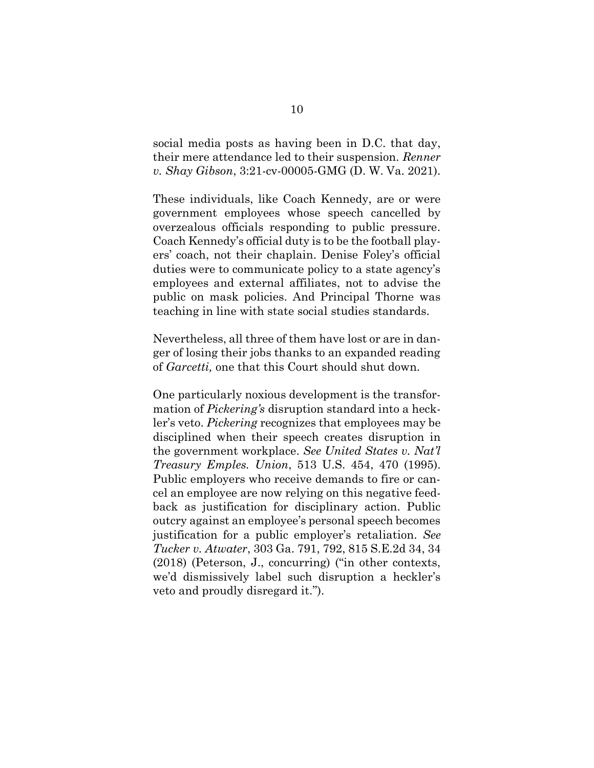social media posts as having been in D.C. that day, their mere attendance led to their suspension. *Renner v. Shay Gibson*, 3:21-cv-00005-GMG (D. W. Va. 2021).

These individuals, like Coach Kennedy, are or were government employees whose speech cancelled by overzealous officials responding to public pressure. Coach Kennedy's official duty is to be the football players' coach, not their chaplain. Denise Foley's official duties were to communicate policy to a state agency's employees and external affiliates, not to advise the public on mask policies. And Principal Thorne was teaching in line with state social studies standards.

Nevertheless, all three of them have lost or are in danger of losing their jobs thanks to an expanded reading of *Garcetti,* one that this Court should shut down.

One particularly noxious development is the transformation of *Pickering's* disruption standard into a heckler's veto. *Pickering* recognizes that employees may be disciplined when their speech creates disruption in the government workplace. *See United States v. Nat'l Treasury Emples. Union*, 513 U.S. 454, 470 (1995). Public employers who receive demands to fire or cancel an employee are now relying on this negative feedback as justification for disciplinary action. Public outcry against an employee's personal speech becomes justification for a public employer's retaliation. *See Tucker v. Atwater*, 303 Ga. 791, 792, 815 S.E.2d 34, 34 (2018) (Peterson, J., concurring) ("in other contexts, we'd dismissively label such disruption a heckler's veto and proudly disregard it.").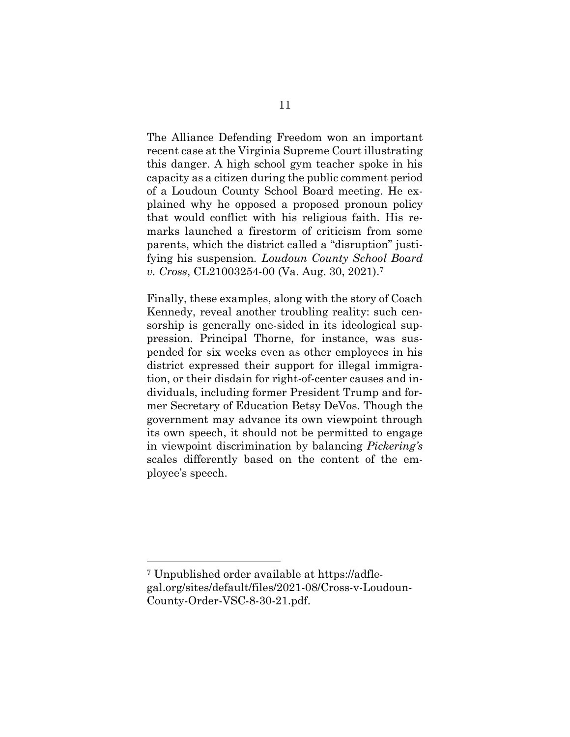The Alliance Defending Freedom won an important recent case at the Virginia Supreme Court illustrating this danger. A high school gym teacher spoke in his capacity as a citizen during the public comment period of a Loudoun County School Board meeting. He explained why he opposed a proposed pronoun policy that would conflict with his religious faith. His remarks launched a firestorm of criticism from some parents, which the district called a "disruption" justifying his suspension. *Loudoun County School Board v. Cross*, CL21003254-00 (Va. Aug. 30, 2021).[7]

Finally, these examples, along with the story of Coach Kennedy, reveal another troubling reality: such censorship is generally one-sided in its ideological suppression. Principal Thorne, for instance, was suspended for six weeks even as other employees in his district expressed their support for illegal immigration, or their disdain for right-of-center causes and individuals, including former President Trump and former Secretary of Education Betsy DeVos. Though the government may advance its own viewpoint through its own speech, it should not be permitted to engage in viewpoint discrimination by balancing *Pickering's* scales differently based on the content of the employee's speech.

---

[7] Unpublished order available at https://adflegal.org/sites/default/files/2021-08/Cross-v-Loudoun-County-Order-VSC-8-30-21.pdf.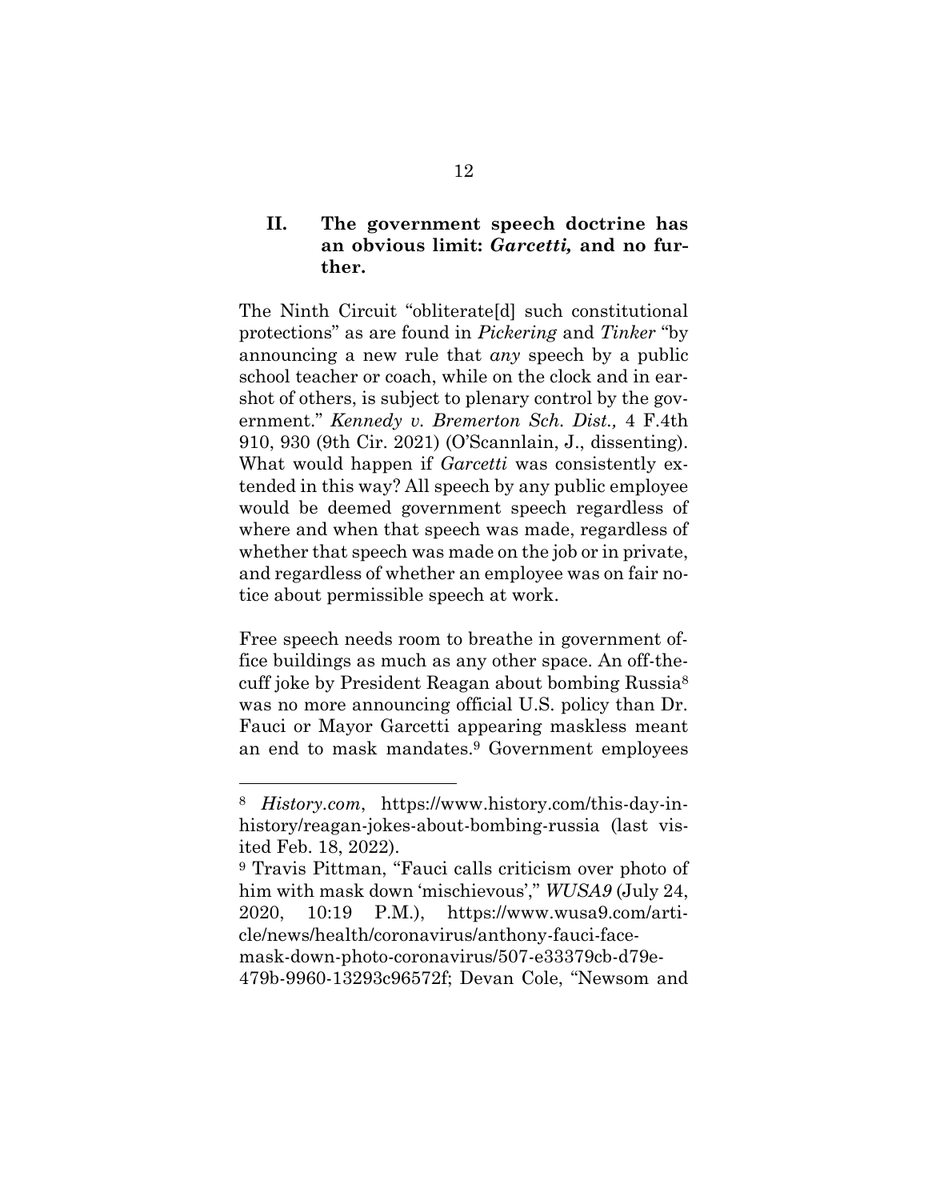## II. The government speech doctrine has an obvious limit: *Garcetti,* and no further.

The Ninth Circuit "obliterate[d] such constitutional protections" as are found in *Pickering* and *Tinker* "by announcing a new rule that *any* speech by a public school teacher or coach, while on the clock and in earshot of others, is subject to plenary control by the government." *Kennedy v. Bremerton Sch. Dist.,* 4 F.4th 910, 930 (9th Cir. 2021) (O'Scannlain, J., dissenting). What would happen if *Garcetti* was consistently extended in this way? All speech by any public employee would be deemed government speech regardless of where and when that speech was made, regardless of whether that speech was made on the job or in private, and regardless of whether an employee was on fair notice about permissible speech at work.

Free speech needs room to breathe in government office buildings as much as any other space. An off-the-cuff joke by President Reagan about bombing Russia[8] was no more announcing official U.S. policy than Dr. Fauci or Mayor Garcetti appearing maskless meant an end to mask mandates.[9] Government employees

---

[8] *History.com*, https://www.history.com/this-day-in-history/reagan-jokes-about-bombing-russia (last visited Feb. 18, 2022).

[9] Travis Pittman, "Fauci calls criticism over photo of him with mask down 'mischievous'," *WUSA9* (July 24, 2020, 10:19 P.M.), https://www.wusa9.com/article/news/health/coronavirus/anthony-fauci-face-mask-down-photo-coronavirus/507-e33379cb-d79e-479b-9960-13293c96572f; Devan Cole, "Newsom and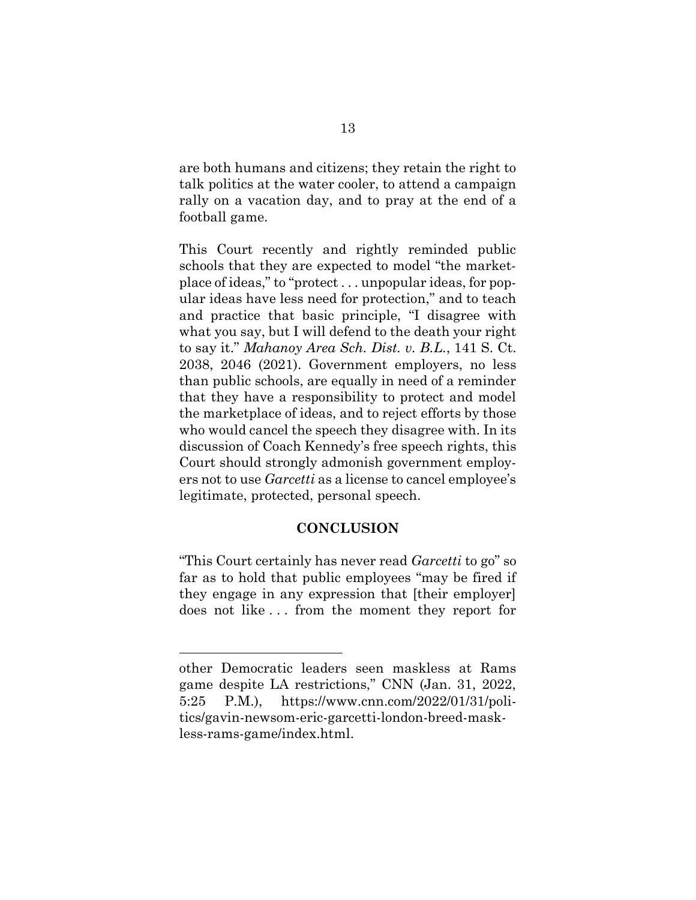are both humans and citizens; they retain the right to talk politics at the water cooler, to attend a campaign rally on a vacation day, and to pray at the end of a football game.

This Court recently and rightly reminded public schools that they are expected to model "the marketplace of ideas," to "protect . . . unpopular ideas, for popular ideas have less need for protection," and to teach and practice that basic principle, "I disagree with what you say, but I will defend to the death your right to say it." *Mahanoy Area Sch. Dist. v. B.L.*, 141 S. Ct. 2038, 2046 (2021). Government employers, no less than public schools, are equally in need of a reminder that they have a responsibility to protect and model the marketplace of ideas, and to reject efforts by those who would cancel the speech they disagree with. In its discussion of Coach Kennedy's free speech rights, this Court should strongly admonish government employers not to use *Garcetti* as a license to cancel employee's legitimate, protected, personal speech.

## CONCLUSION

"This Court certainly has never read *Garcetti* to go" so far as to hold that public employees "may be fired if they engage in any expression that [their employer] does not like . . . from the moment they report for

---

other Democratic leaders seen maskless at Rams game despite LA restrictions," CNN (Jan. 31, 2022, 5:25 P.M.), https://www.cnn.com/2022/01/31/politics/gavin-newsom-eric-garcetti-london-breed-maskless-rams-game/index.html.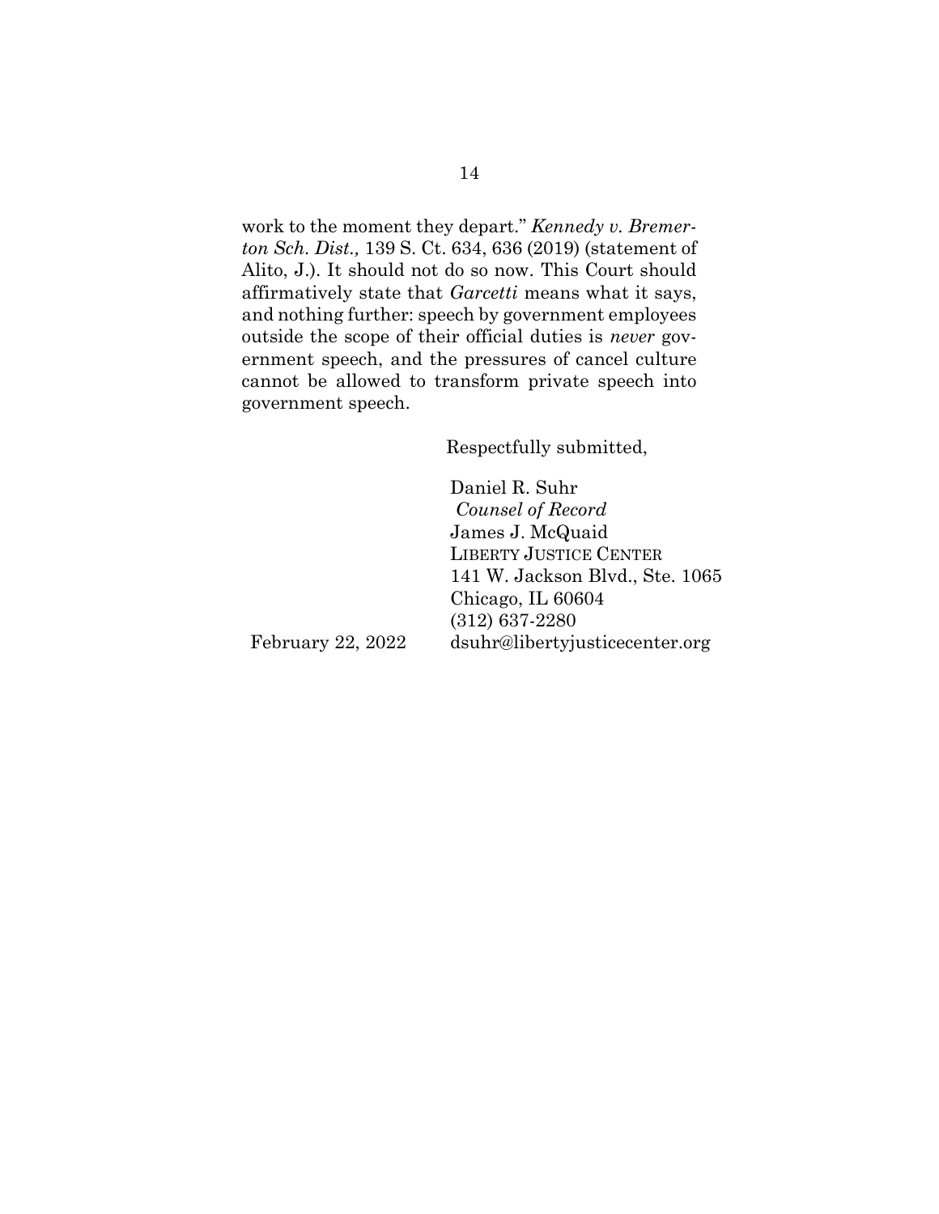work to the moment they depart." *Kennedy v. Bremerton Sch. Dist.,* 139 S. Ct. 634, 636 (2019) (statement of Alito, J.). It should not do so now. This Court should affirmatively state that *Garcetti* means what it says, and nothing further: speech by government employees outside the scope of their official duties is *never* government speech, and the pressures of cancel culture cannot be allowed to transform private speech into government speech.

Respectfully submitted,

Daniel R. Suhr
*Counsel of Record*
James J. McQuaid
LIBERTY JUSTICE CENTER
141 W. Jackson Blvd., Ste. 1065
Chicago, IL 60604
(312) 637-2280
dsuhr@libertyjusticecenter.org

February 22, 2022